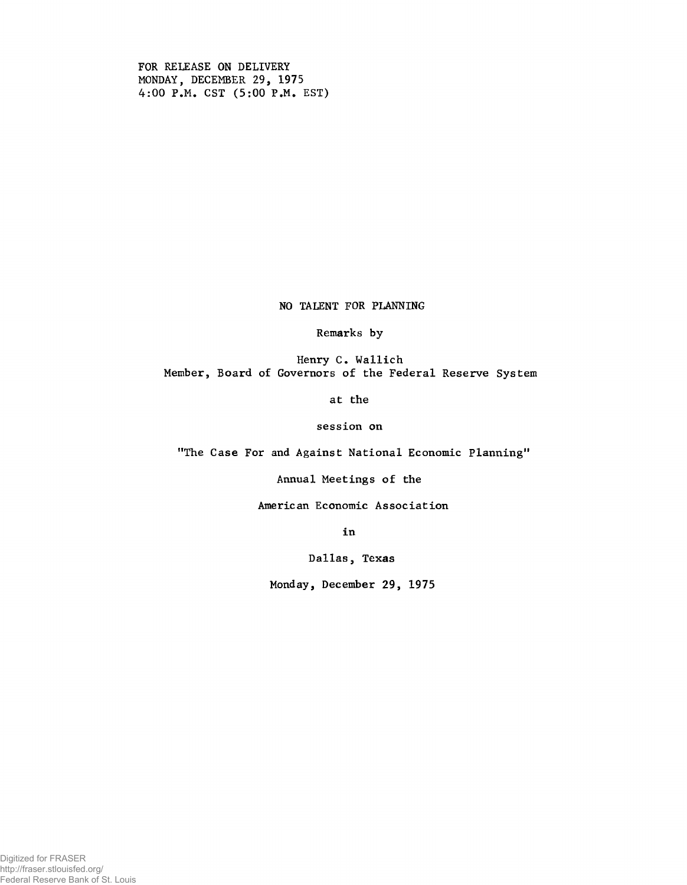FOR RELEASE ON DELIVERY
MONDAY, DECEMBER 29, 1975
4:00 P.M. CST (5:00 P.M. EST)

# NO TALENT FOR PLANNING

Remarks by

Henry C. Wallich
Member, Board of Governors of the Federal Reserve System

at the

session on

"The Case For and Against National Economic Planning"

Annual Meetings of the

American Economic Association

in

Dallas, Texas

Monday, December 29, 1975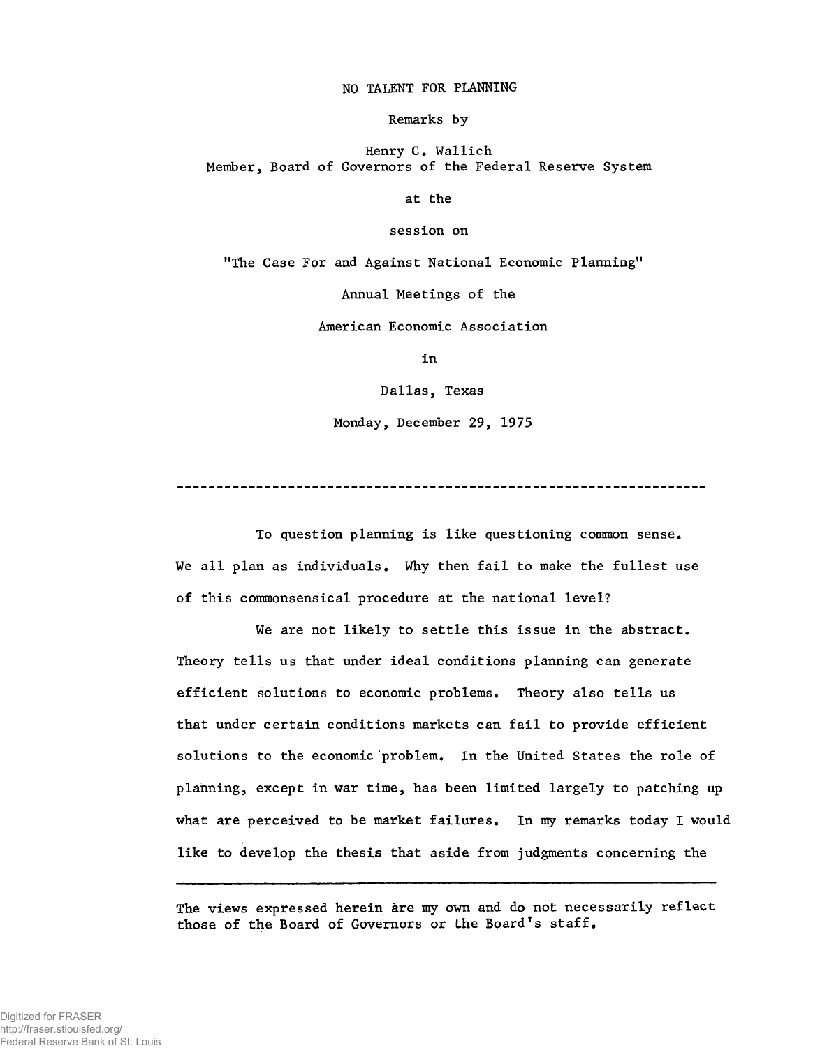NO TALENT FOR PLANNING

Remarks by

Henry C. Wallich
Member, Board of Governors of the Federal Reserve System

at the

session on

"The Case For and Against National Economic Planning"

Annual Meetings of the

American Economic Association

in

Dallas, Texas

Monday, December 29, 1975

---

To question planning is like questioning common sense. We all plan as individuals. Why then fail to make the fullest use of this commonsensical procedure at the national level?

We are not likely to settle this issue in the abstract. Theory tells us that under ideal conditions planning can generate efficient solutions to economic problems. Theory also tells us that under certain conditions markets can fail to provide efficient solutions to the economic problem. In the United States the role of planning, except in war time, has been limited largely to patching up what are perceived to be market failures. In my remarks today I would like to develop the thesis that aside from judgments concerning the

---

The views expressed herein are my own and do not necessarily reflect those of the Board of Governors or the Board's staff.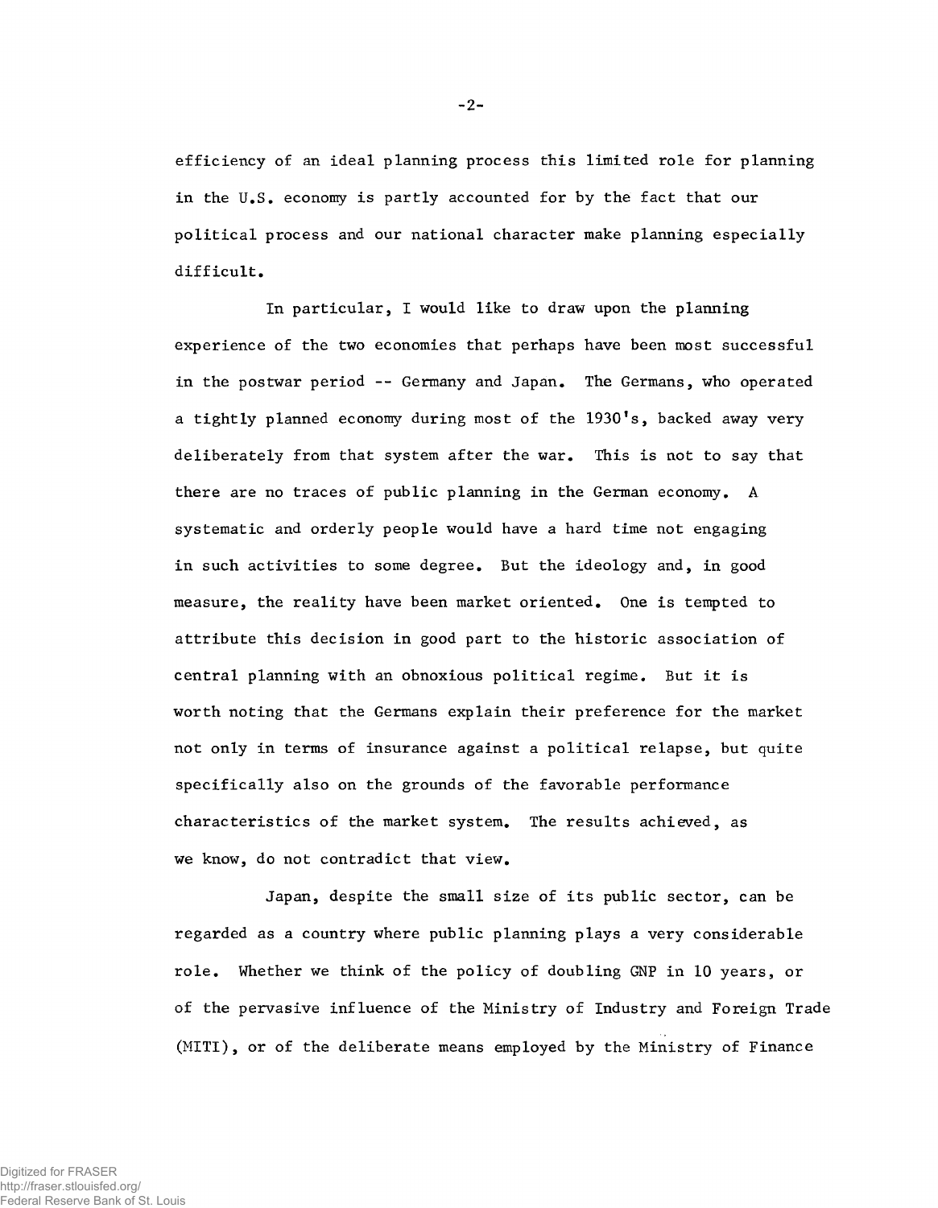efficiency of an ideal planning process this limited role for planning in the U.S. economy is partly accounted for by the fact that our political process and our national character make planning especially difficult.

In particular, I would like to draw upon the planning experience of the two economies that perhaps have been most successful in the postwar period -- Germany and Japan. The Germans, who operated a tightly planned economy during most of the 1930's, backed away very deliberately from that system after the war. This is not to say that there are no traces of public planning in the German economy. A systematic and orderly people would have a hard time not engaging in such activities to some degree. But the ideology and, in good measure, the reality have been market oriented. One is tempted to attribute this decision in good part to the historic association of central planning with an obnoxious political regime. But it is worth noting that the Germans explain their preference for the market not only in terms of insurance against a political relapse, but quite specifically also on the grounds of the favorable performance characteristics of the market system. The results achieved, as we know, do not contradict that view.

Japan, despite the small size of its public sector, can be regarded as a country where public planning plays a very considerable role. Whether we think of the policy of doubling GNP in 10 years, or of the pervasive influence of the Ministry of Industry and Foreign Trade (MITI), or of the deliberate means employed by the Ministry of Finance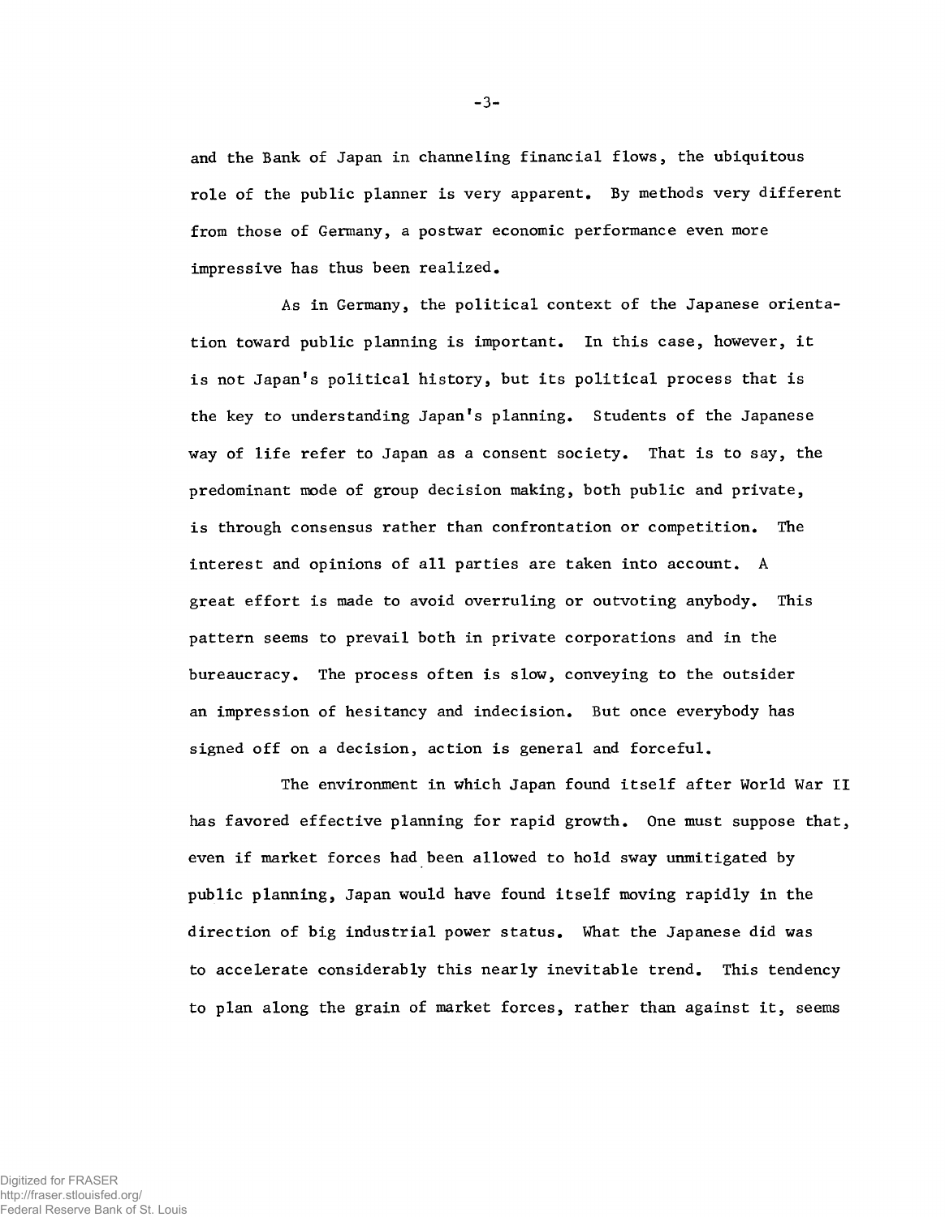and the Bank of Japan in channeling financial flows, the ubiquitous role of the public planner is very apparent. By methods very different from those of Germany, a postwar economic performance even more impressive has thus been realized.

As in Germany, the political context of the Japanese orientation toward public planning is important. In this case, however, it is not Japan's political history, but its political process that is the key to understanding Japan's planning. Students of the Japanese way of life refer to Japan as a consent society. That is to say, the predominant mode of group decision making, both public and private, is through consensus rather than confrontation or competition. The interest and opinions of all parties are taken into account. A great effort is made to avoid overruling or outvoting anybody. This pattern seems to prevail both in private corporations and in the bureaucracy. The process often is slow, conveying to the outsider an impression of hesitancy and indecision. But once everybody has signed off on a decision, action is general and forceful.

The environment in which Japan found itself after World War II has favored effective planning for rapid growth. One must suppose that, even if market forces had been allowed to hold sway unmitigated by public planning, Japan would have found itself moving rapidly in the direction of big industrial power status. What the Japanese did was to accelerate considerably this nearly inevitable trend. This tendency to plan along the grain of market forces, rather than against it, seems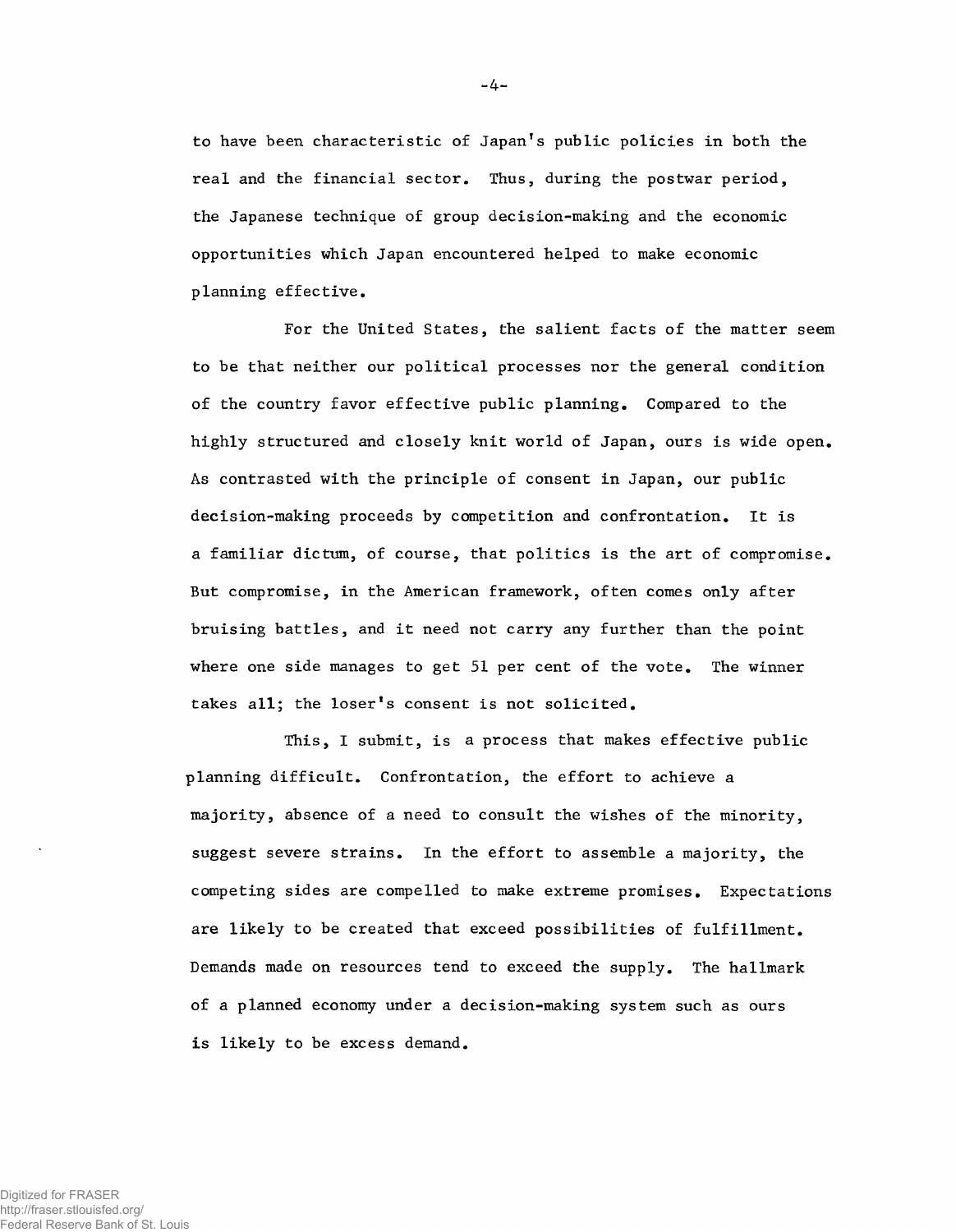to have been characteristic of Japan's public policies in both the real and the financial sector. Thus, during the postwar period, the Japanese technique of group decision-making and the economic opportunities which Japan encountered helped to make economic planning effective.

For the United States, the salient facts of the matter seem to be that neither our political processes nor the general condition of the country favor effective public planning. Compared to the highly structured and closely knit world of Japan, ours is wide open. As contrasted with the principle of consent in Japan, our public decision-making proceeds by competition and confrontation. It is a familiar dictum, of course, that politics is the art of compromise. But compromise, in the American framework, often comes only after bruising battles, and it need not carry any further than the point where one side manages to get 51 per cent of the vote. The winner takes all; the loser's consent is not solicited.

This, I submit, is a process that makes effective public planning difficult. Confrontation, the effort to achieve a majority, absence of a need to consult the wishes of the minority, suggest severe strains. In the effort to assemble a majority, the competing sides are compelled to make extreme promises. Expectations are likely to be created that exceed possibilities of fulfillment. Demands made on resources tend to exceed the supply. The hallmark of a planned economy under a decision-making system such as ours is likely to be excess demand.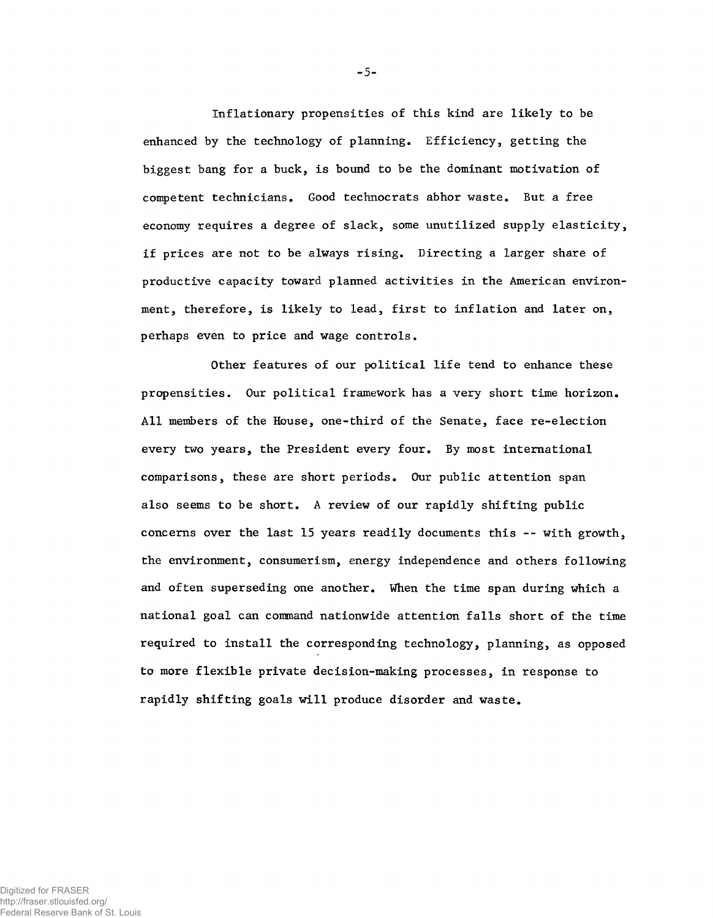Inflationary propensities of this kind are likely to be enhanced by the technology of planning. Efficiency, getting the biggest bang for a buck, is bound to be the dominant motivation of competent technicians. Good technocrats abhor waste. But a free economy requires a degree of slack, some unutilized supply elasticity, if prices are not to be always rising. Directing a larger share of productive capacity toward planned activities in the American environment, therefore, is likely to lead, first to inflation and later on, perhaps even to price and wage controls.

Other features of our political life tend to enhance these propensities. Our political framework has a very short time horizon. All members of the House, one-third of the Senate, face re-election every two years, the President every four. By most international comparisons, these are short periods. Our public attention span also seems to be short. A review of our rapidly shifting public concerns over the last 15 years readily documents this -- with growth, the environment, consumerism, energy independence and others following and often superseding one another. When the time span during which a national goal can command nationwide attention falls short of the time required to install the corresponding technology, planning, as opposed to more flexible private decision-making processes, in response to rapidly shifting goals will produce disorder and waste.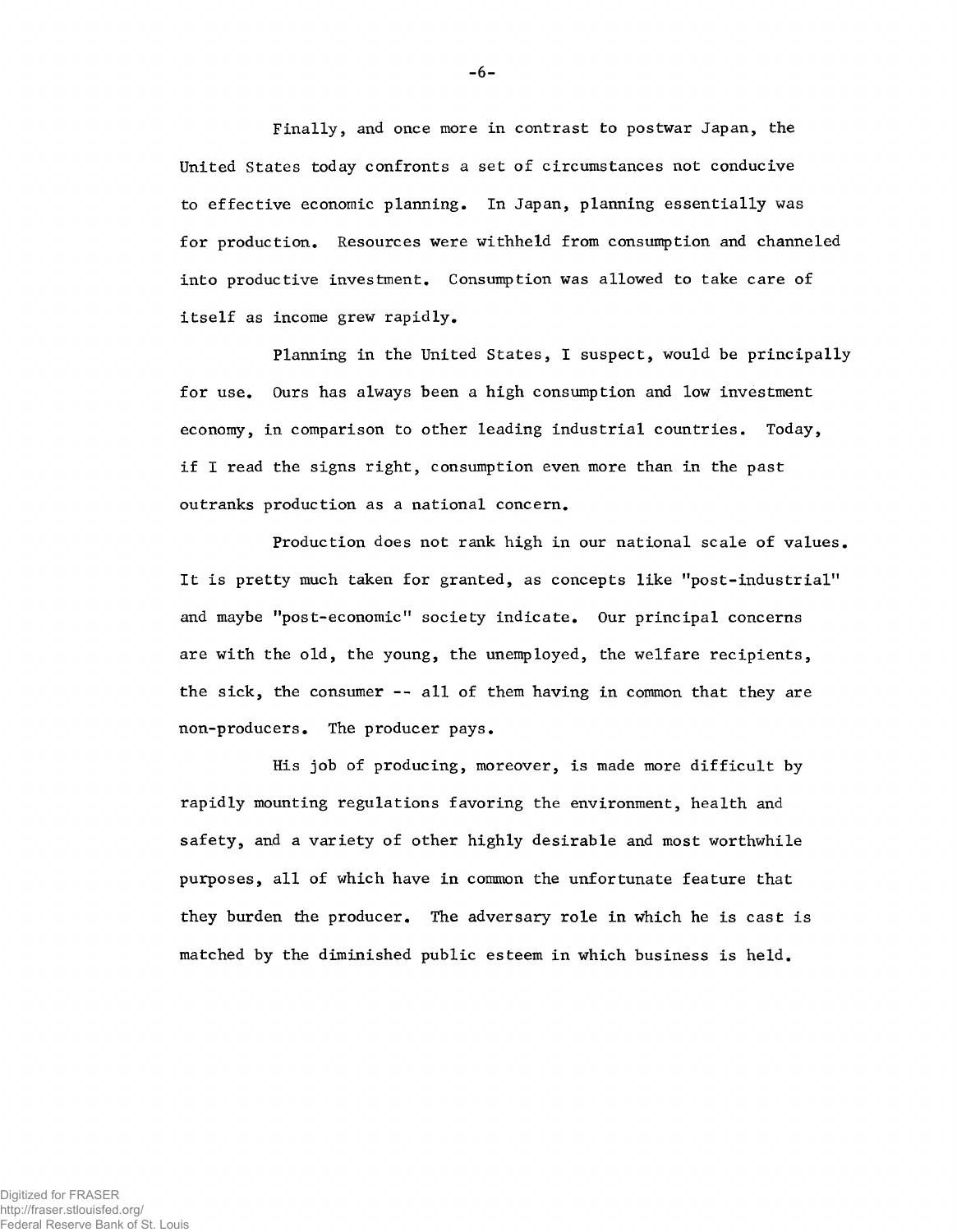Finally, and once more in contrast to postwar Japan, the United States today confronts a set of circumstances not conducive to effective economic planning. In Japan, planning essentially was for production. Resources were withheld from consumption and channeled into productive investment. Consumption was allowed to take care of itself as income grew rapidly.

Planning in the United States, I suspect, would be principally for use. Ours has always been a high consumption and low investment economy, in comparison to other leading industrial countries. Today, if I read the signs right, consumption even more than in the past outranks production as a national concern.

Production does not rank high in our national scale of values. It is pretty much taken for granted, as concepts like "post-industrial" and maybe "post-economic" society indicate. Our principal concerns are with the old, the young, the unemployed, the welfare recipients, the sick, the consumer -- all of them having in common that they are non-producers. The producer pays.

His job of producing, moreover, is made more difficult by rapidly mounting regulations favoring the environment, health and safety, and a variety of other highly desirable and most worthwhile purposes, all of which have in common the unfortunate feature that they burden the producer. The adversary role in which he is cast is matched by the diminished public esteem in which business is held.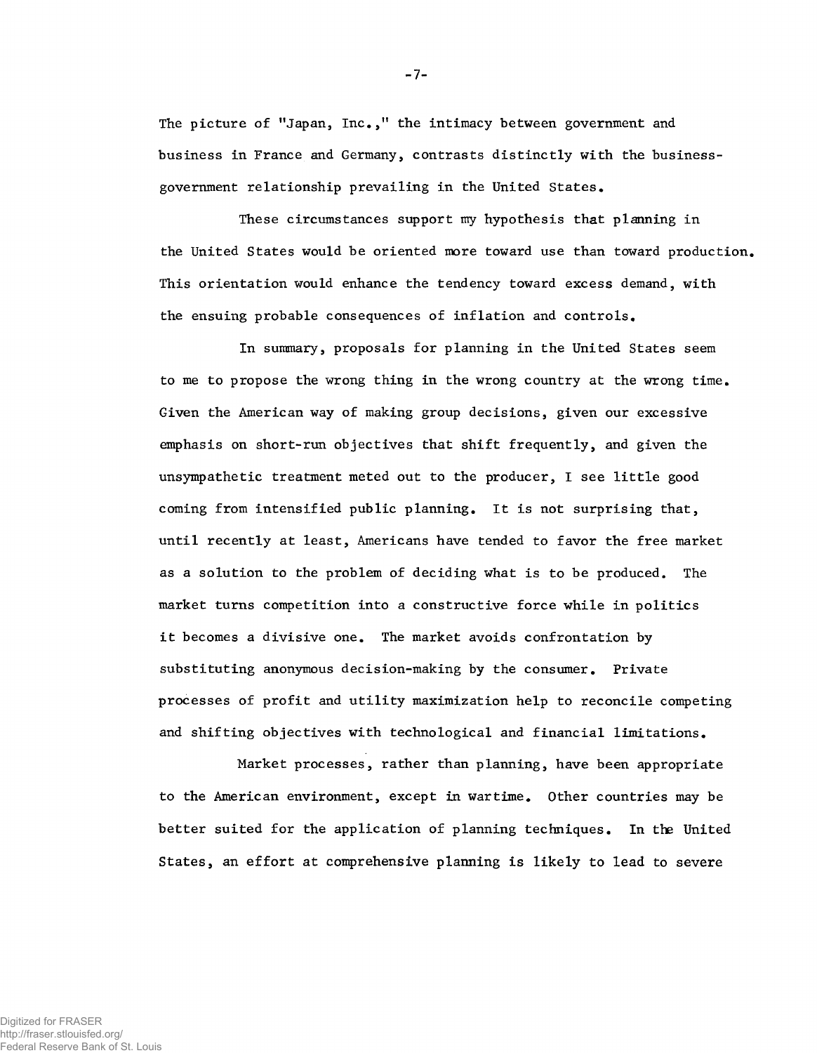The picture of "Japan, Inc.," the intimacy between government and business in France and Germany, contrasts distinctly with the business-government relationship prevailing in the United States.

These circumstances support my hypothesis that planning in the United States would be oriented more toward use than toward production. This orientation would enhance the tendency toward excess demand, with the ensuing probable consequences of inflation and controls.

In summary, proposals for planning in the United States seem to me to propose the wrong thing in the wrong country at the wrong time. Given the American way of making group decisions, given our excessive emphasis on short-run objectives that shift frequently, and given the unsympathetic treatment meted out to the producer, I see little good coming from intensified public planning. It is not surprising that, until recently at least, Americans have tended to favor the free market as a solution to the problem of deciding what is to be produced. The market turns competition into a constructive force while in politics it becomes a divisive one. The market avoids confrontation by substituting anonymous decision-making by the consumer. Private processes of profit and utility maximization help to reconcile competing and shifting objectives with technological and financial limitations.

Market processes, rather than planning, have been appropriate to the American environment, except in wartime. Other countries may be better suited for the application of planning techniques. In the United States, an effort at comprehensive planning is likely to lead to severe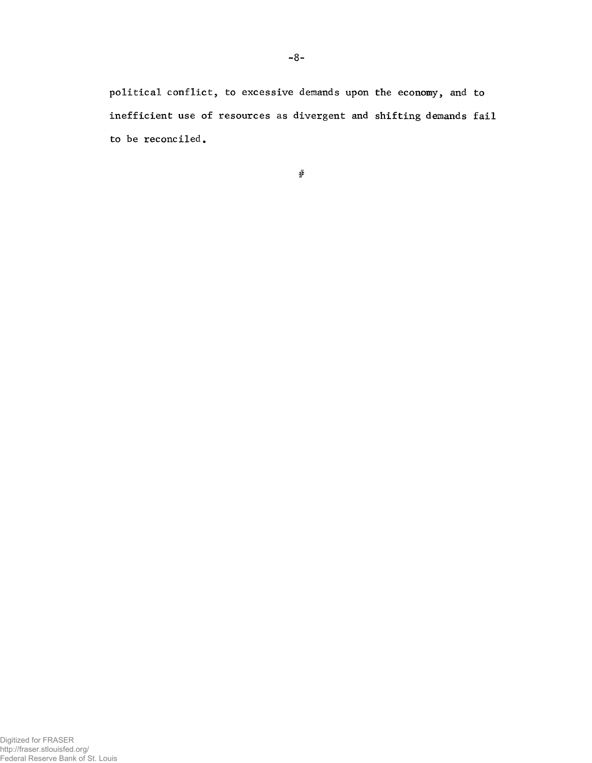political conflict, to excessive demands upon the economy, and to inefficient use of resources as divergent and shifting demands fail to be reconciled.

#